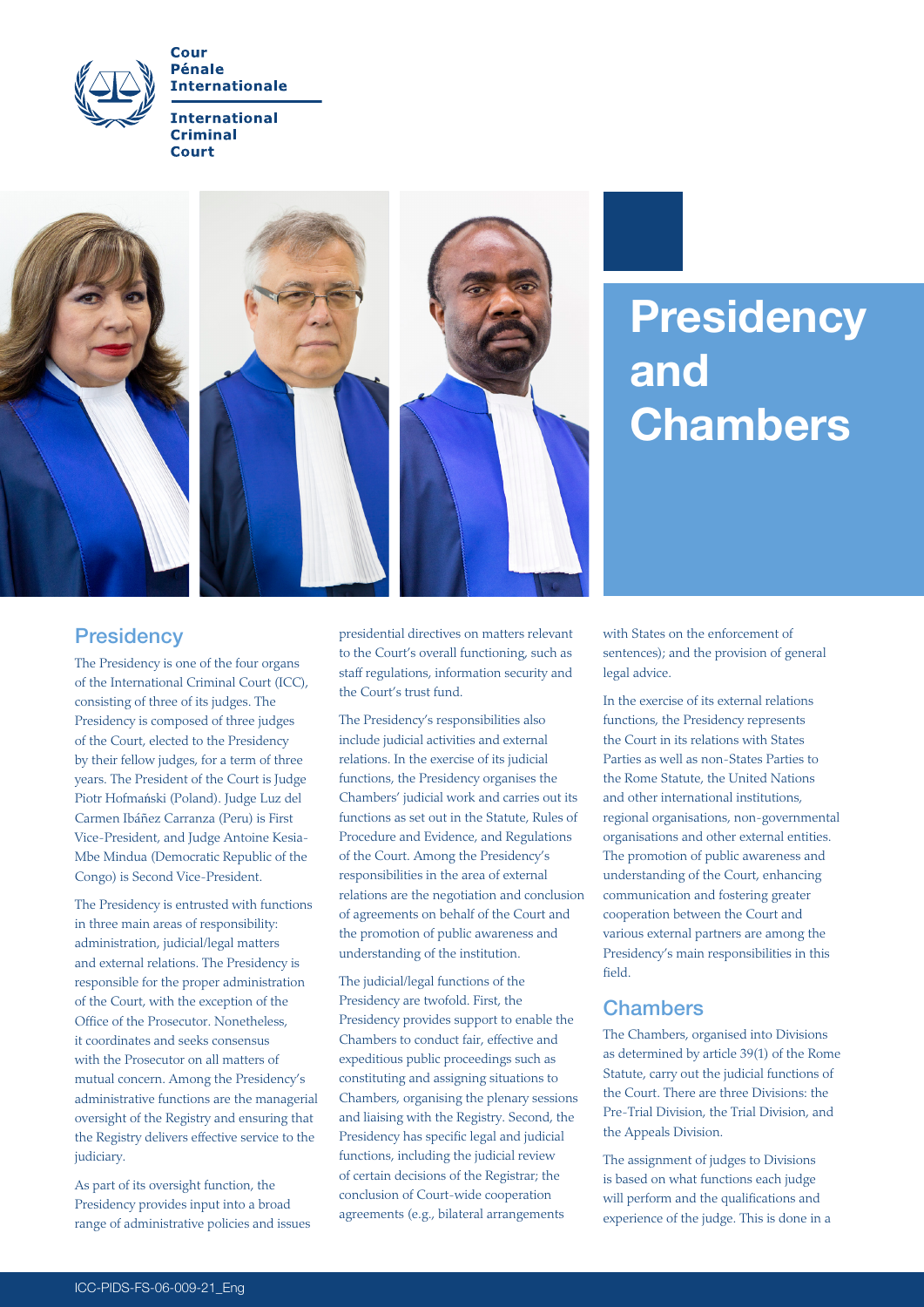Cour Pénale Internationale

International Criminal Court

# Presidency and Chambers

## Presidency

The Presidency is one of the four organs of the International Criminal Court (ICC), consisting of three of its judges. The Presidency is composed of three judges of the Court, elected to the Presidency by their fellow judges, for a term of three years. The President of the Court is Judge Piotr Hofmański (Poland). Judge Luz del Carmen Ibáñez Carranza (Peru) is First Vice-President, and Judge Antoine Kesia-Mbe Mindua (Democratic Republic of the Congo) is Second Vice-President.

The Presidency is entrusted with functions in three main areas of responsibility: administration, judicial/legal matters and external relations. The Presidency is responsible for the proper administration of the Court, with the exception of the Office of the Prosecutor. Nonetheless, it coordinates and seeks consensus with the Prosecutor on all matters of mutual concern. Among the Presidency's administrative functions are the managerial oversight of the Registry and ensuring that the Registry delivers effective service to the judiciary.

As part of its oversight function, the Presidency provides input into a broad range of administrative policies and issues presidential directives on matters relevant to the Court's overall functioning, such as staff regulations, information security and the Court's trust fund.

The Presidency's responsibilities also include judicial activities and external relations. In the exercise of its judicial functions, the Presidency organises the Chambers' judicial work and carries out its functions as set out in the Statute, Rules of Procedure and Evidence, and Regulations of the Court. Among the Presidency's responsibilities in the area of external relations are the negotiation and conclusion of agreements on behalf of the Court and the promotion of public awareness and understanding of the institution.

The judicial/legal functions of the Presidency are twofold. First, the Presidency provides support to enable the Chambers to conduct fair, effective and expeditious public proceedings such as constituting and assigning situations to Chambers, organising the plenary sessions and liaising with the Registry. Second, the Presidency has specific legal and judicial functions, including the judicial review of certain decisions of the Registrar; the conclusion of Court-wide cooperation agreements (e.g., bilateral arrangements with States on the enforcement of sentences); and the provision of general legal advice.

In the exercise of its external relations functions, the Presidency represents the Court in its relations with States Parties as well as non-States Parties to the Rome Statute, the United Nations and other international institutions, regional organisations, non-governmental organisations and other external entities. The promotion of public awareness and understanding of the Court, enhancing communication and fostering greater cooperation between the Court and various external partners are among the Presidency's main responsibilities in this field.

## Chambers

The Chambers, organised into Divisions as determined by article 39(1) of the Rome Statute, carry out the judicial functions of the Court. There are three Divisions: the Pre-Trial Division, the Trial Division, and the Appeals Division.

The assignment of judges to Divisions is based on what functions each judge will perform and the qualifications and experience of the judge. This is done in a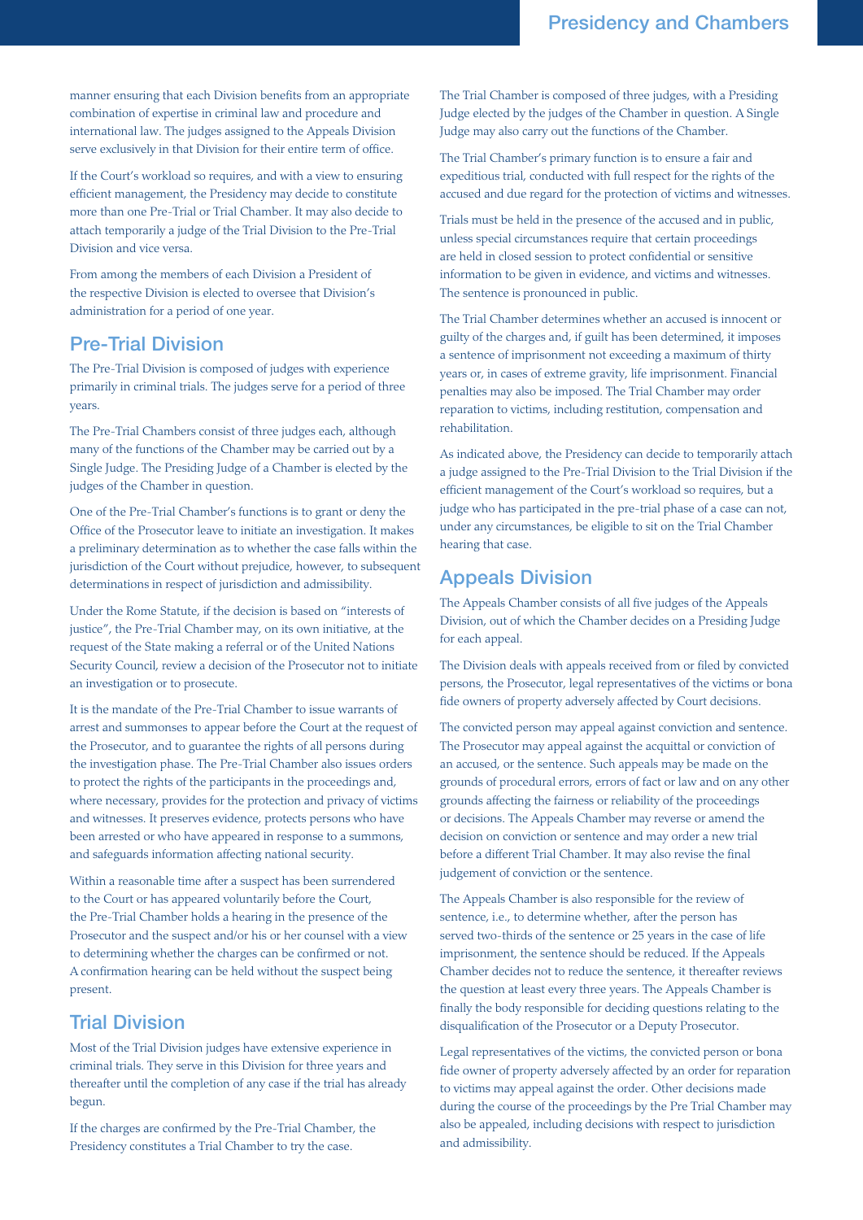manner ensuring that each Division benefits from an appropriate combination of expertise in criminal law and procedure and international law. The judges assigned to the Appeals Division serve exclusively in that Division for their entire term of office.

If the Court's workload so requires, and with a view to ensuring efficient management, the Presidency may decide to constitute more than one Pre-Trial or Trial Chamber. It may also decide to attach temporarily a judge of the Trial Division to the Pre-Trial Division and vice versa.

From among the members of each Division a President of the respective Division is elected to oversee that Division's administration for a period of one year.

## Pre-Trial Division

The Pre-Trial Division is composed of judges with experience primarily in criminal trials. The judges serve for a period of three years.

The Pre-Trial Chambers consist of three judges each, although many of the functions of the Chamber may be carried out by a Single Judge. The Presiding Judge of a Chamber is elected by the judges of the Chamber in question.

One of the Pre-Trial Chamber's functions is to grant or deny the Office of the Prosecutor leave to initiate an investigation. It makes a preliminary determination as to whether the case falls within the jurisdiction of the Court without prejudice, however, to subsequent determinations in respect of jurisdiction and admissibility.

Under the Rome Statute, if the decision is based on "interests of justice", the Pre-Trial Chamber may, on its own initiative, at the request of the State making a referral or of the United Nations Security Council, review a decision of the Prosecutor not to initiate an investigation or to prosecute.

It is the mandate of the Pre-Trial Chamber to issue warrants of arrest and summonses to appear before the Court at the request of the Prosecutor, and to guarantee the rights of all persons during the investigation phase. The Pre-Trial Chamber also issues orders to protect the rights of the participants in the proceedings and, where necessary, provides for the protection and privacy of victims and witnesses. It preserves evidence, protects persons who have been arrested or who have appeared in response to a summons, and safeguards information affecting national security.

Within a reasonable time after a suspect has been surrendered to the Court or has appeared voluntarily before the Court, the Pre-Trial Chamber holds a hearing in the presence of the Prosecutor and the suspect and/or his or her counsel with a view to determining whether the charges can be confirmed or not. A confirmation hearing can be held without the suspect being present.

## Trial Division

Most of the Trial Division judges have extensive experience in criminal trials. They serve in this Division for three years and thereafter until the completion of any case if the trial has already begun.

If the charges are confirmed by the Pre-Trial Chamber, the Presidency constitutes a Trial Chamber to try the case.

The Trial Chamber is composed of three judges, with a Presiding Judge elected by the judges of the Chamber in question. A Single Judge may also carry out the functions of the Chamber.

The Trial Chamber's primary function is to ensure a fair and expeditious trial, conducted with full respect for the rights of the accused and due regard for the protection of victims and witnesses.

Trials must be held in the presence of the accused and in public, unless special circumstances require that certain proceedings are held in closed session to protect confidential or sensitive information to be given in evidence, and victims and witnesses. The sentence is pronounced in public.

The Trial Chamber determines whether an accused is innocent or guilty of the charges and, if guilt has been determined, it imposes a sentence of imprisonment not exceeding a maximum of thirty years or, in cases of extreme gravity, life imprisonment. Financial penalties may also be imposed. The Trial Chamber may order reparation to victims, including restitution, compensation and rehabilitation.

As indicated above, the Presidency can decide to temporarily attach a judge assigned to the Pre-Trial Division to the Trial Division if the efficient management of the Court's workload so requires, but a judge who has participated in the pre-trial phase of a case can not, under any circumstances, be eligible to sit on the Trial Chamber hearing that case.

## Appeals Division

The Appeals Chamber consists of all five judges of the Appeals Division, out of which the Chamber decides on a Presiding Judge for each appeal.

The Division deals with appeals received from or filed by convicted persons, the Prosecutor, legal representatives of the victims or bona fide owners of property adversely affected by Court decisions.

The convicted person may appeal against conviction and sentence. The Prosecutor may appeal against the acquittal or conviction of an accused, or the sentence. Such appeals may be made on the grounds of procedural errors, errors of fact or law and on any other grounds affecting the fairness or reliability of the proceedings or decisions. The Appeals Chamber may reverse or amend the decision on conviction or sentence and may order a new trial before a different Trial Chamber. It may also revise the final judgement of conviction or the sentence.

The Appeals Chamber is also responsible for the review of sentence, i.e., to determine whether, after the person has served two-thirds of the sentence or 25 years in the case of life imprisonment, the sentence should be reduced. If the Appeals Chamber decides not to reduce the sentence, it thereafter reviews the question at least every three years. The Appeals Chamber is finally the body responsible for deciding questions relating to the disqualification of the Prosecutor or a Deputy Prosecutor.

Legal representatives of the victims, the convicted person or bona fide owner of property adversely affected by an order for reparation to victims may appeal against the order. Other decisions made during the course of the proceedings by the Pre Trial Chamber may also be appealed, including decisions with respect to jurisdiction and admissibility.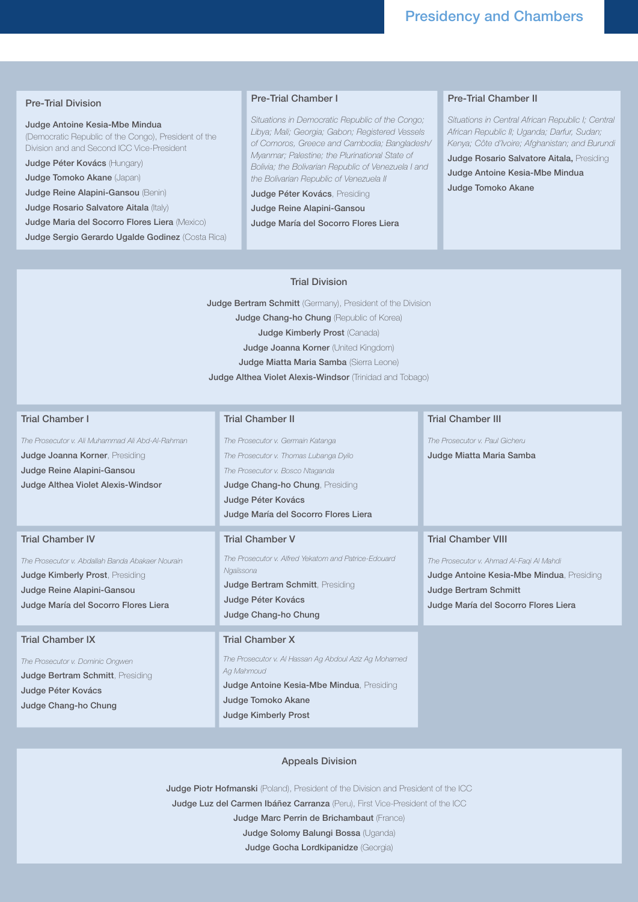# Presidency and Chambers

## Pre-Trial Division

**Judge Antoine Kesia-Mbe Mindua** (Democratic Republic of the Congo), President of the Division and and Second ICC Vice-President

**Judge Péter Kovács** (Hungary)

**Judge Tomoko Akane** (Japan)

**Judge Reine Alapini-Gansou** (Benin)

**Judge Rosario Salvatore Aitala** (Italy)

**Judge Maria del Socorro Flores Liera** (Mexico)

**Judge Sergio Gerardo Ugalde Godinez** (Costa Rica)

## Pre-Trial Chamber I

*Situations in Democratic Republic of the Congo; Libya; Mali; Georgia; Gabon; Registered Vessels of Comoros, Greece and Cambodia; Bangladesh/ Myanmar; Palestine; the Plurinational State of Bolivia; the Bolivarian Republic of Venezuela I and the Bolivarian Republic of Venezuela II*

**Judge Péter Kovács**, Presiding

**Judge Reine Alapini-Gansou**

**Judge María del Socorro Flores Liera**

## Pre-Trial Chamber II

*Situations in Central African Republic I; Central African Republic II; Uganda; Darfur, Sudan; Kenya; Côte d'Ivoire; Afghanistan; and Burundi*

**Judge Rosario Salvatore Aitala,** Presiding

**Judge Antoine Kesia-Mbe Mindua**

**Judge Tomoko Akane**

## Trial Division

**Judge Bertram Schmitt** (Germany), President of the Division

**Judge Chang-ho Chung** (Republic of Korea)

**Judge Kimberly Prost** (Canada)

**Judge Joanna Korner** (United Kingdom)

**Judge Miatta Maria Samba** (Sierra Leone)

**Judge Althea Violet Alexis-Windsor** (Trinidad and Tobago)

## Trial Chamber I

*The Prosecutor v. Ali Muhammad Ali Abd-Al-Rahman*

**Judge Joanna Korner**, Presiding

**Judge Reine Alapini-Gansou**

**Judge Althea Violet Alexis-Windsor**

## Trial Chamber II

*The Prosecutor v. Germain Katanga*

*The Prosecutor v. Thomas Lubanga Dyilo*

*The Prosecutor v. Bosco Ntaganda*

**Judge Chang-ho Chung**, Presiding

**Judge Péter Kovács**

**Judge María del Socorro Flores Liera**

## Trial Chamber III

*The Prosecutor v. Paul Gicheru*

**Judge Miatta Maria Samba**

## Trial Chamber IV

*The Prosecutor v. Abdallah Banda Abakaer Nourain*

**Judge Kimberly Prost**, Presiding

**Judge Reine Alapini-Gansou**

**Judge María del Socorro Flores Liera**

## Trial Chamber V

*The Prosecutor v. Alfred Yekatom and Patrice-Edouard Ngaïssona*

**Judge Bertram Schmitt**, Presiding

**Judge Péter Kovács**

**Judge Chang-ho Chung**

## Trial Chamber VIII

*The Prosecutor v. Ahmad Al-Faqi Al Mahdi*

**Judge Antoine Kesia-Mbe Mindua**, Presiding

**Judge Bertram Schmitt**

**Judge María del Socorro Flores Liera**

## Trial Chamber IX

*The Prosecutor v. Dominic Ongwen*

**Judge Bertram Schmitt**, Presiding

**Judge Péter Kovács**

**Judge Chang-ho Chung**

## Trial Chamber X

*The Prosecutor v. Al Hassan Ag Abdoul Aziz Ag Mohamed Ag Mahmoud*

**Judge Antoine Kesia-Mbe Mindua**, Presiding

**Judge Tomoko Akane**

**Judge Kimberly Prost**

## Appeals Division

**Judge Piotr Hofmanski** (Poland), President of the Division and President of the ICC

**Judge Luz del Carmen Ibáñez Carranza** (Peru), First Vice-President of the ICC

**Judge Marc Perrin de Brichambaut** (France)

**Judge Solomy Balungi Bossa** (Uganda)

**Judge Gocha Lordkipanidze** (Georgia)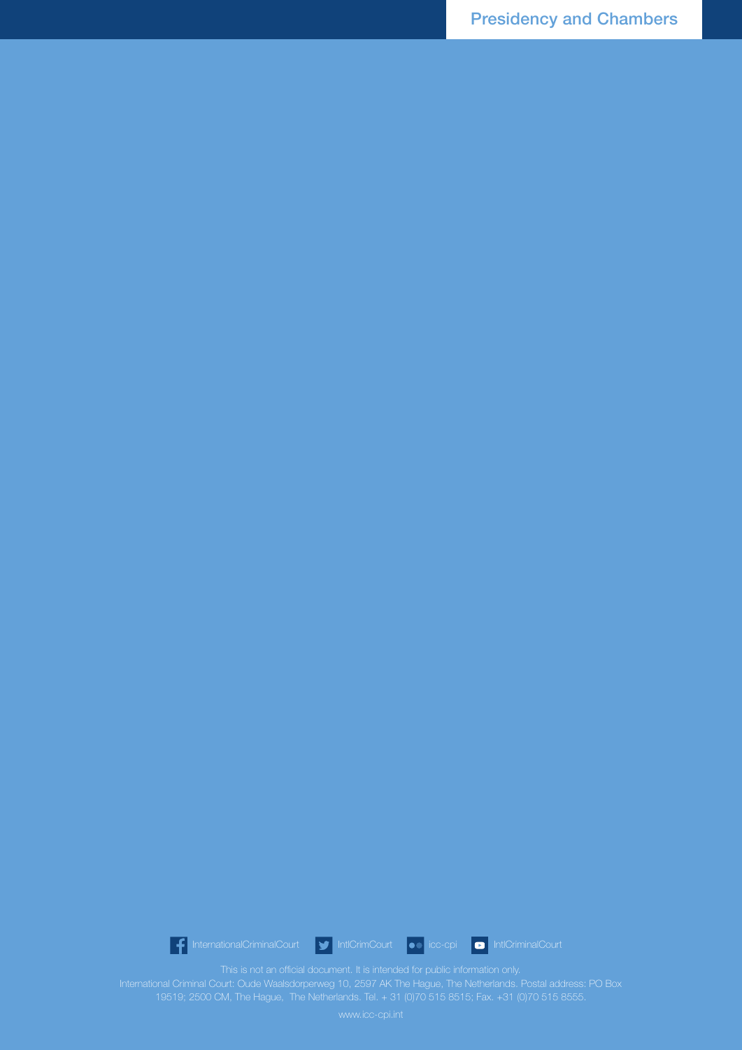InternationalCriminalCourt IntlCrimCourt icc-cpi IntlCriminalCourt

This is not an official document. It is intended for public information only.

International Criminal Court: Oude Waalsdorperweg 10, 2597 AK The Hague, The Netherlands. Postal address: PO Box 19519; 2500 CM, The Hague, The Netherlands. Tel. + 31 (0)70 515 8515; Fax. +31 (0)70 515 8555.

www.icc-cpi.int